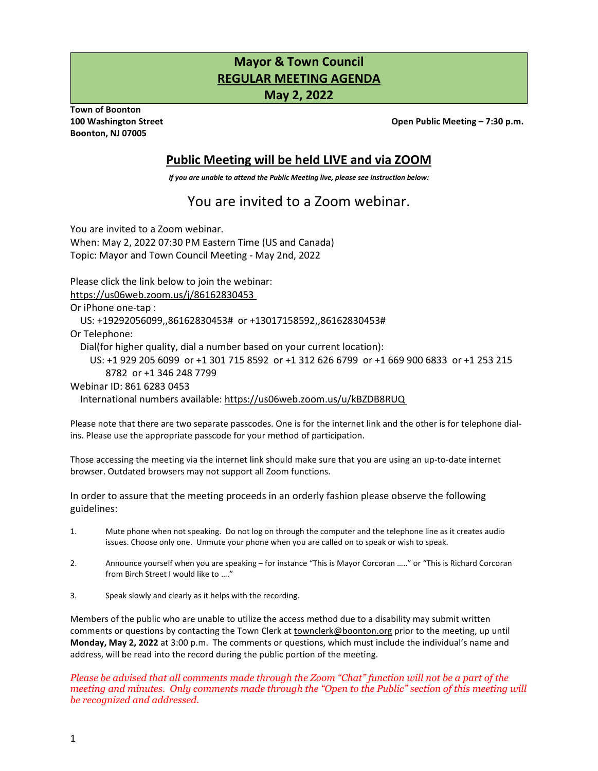# Mayor & Town Council
## REGULAR MEETING AGENDA
## May 2, 2022

**Town of Boonton**
**100 Washington Street**
**Boonton, NJ 07005**

**Open Public Meeting – 7:30 p.m.**

## Public Meeting will be held LIVE and via ZOOM

***If you are unable to attend the Public Meeting live, please see instruction below:***

### You are invited to a Zoom webinar.

You are invited to a Zoom webinar.
When: May 2, 2022 07:30 PM Eastern Time (US and Canada)
Topic: Mayor and Town Council Meeting - May 2nd, 2022

Please click the link below to join the webinar:
https://us06web.zoom.us/j/86162830453
Or iPhone one-tap :
US: +19292056099,,86162830453# or +13017158592,,86162830453#
Or Telephone:
Dial(for higher quality, dial a number based on your current location):
US: +1 929 205 6099 or +1 301 715 8592 or +1 312 626 6799 or +1 669 900 6833 or +1 253 215 8782 or +1 346 248 7799
Webinar ID: 861 6283 0453
International numbers available: https://us06web.zoom.us/u/kBZDB8RUQ

Please note that there are two separate passcodes. One is for the internet link and the other is for telephone dial-ins. Please use the appropriate passcode for your method of participation.

Those accessing the meeting via the internet link should make sure that you are using an up-to-date internet browser. Outdated browsers may not support all Zoom functions.

In order to assure that the meeting proceeds in an orderly fashion please observe the following guidelines:

1. Mute phone when not speaking. Do not log on through the computer and the telephone line as it creates audio issues. Choose only one. Unmute your phone when you are called on to speak or wish to speak.
2. Announce yourself when you are speaking – for instance "This is Mayor Corcoran ….." or "This is Richard Corcoran from Birch Street I would like to …."
3. Speak slowly and clearly as it helps with the recording.

Members of the public who are unable to utilize the access method due to a disability may submit written comments or questions by contacting the Town Clerk at townclerk@boonton.org prior to the meeting, up until **Monday, May 2, 2022** at 3:00 p.m. The comments or questions, which must include the individual's name and address, will be read into the record during the public portion of the meeting.

*Please be advised that all comments made through the Zoom "Chat" function will not be a part of the meeting and minutes. Only comments made through the "Open to the Public" section of this meeting will be recognized and addressed.*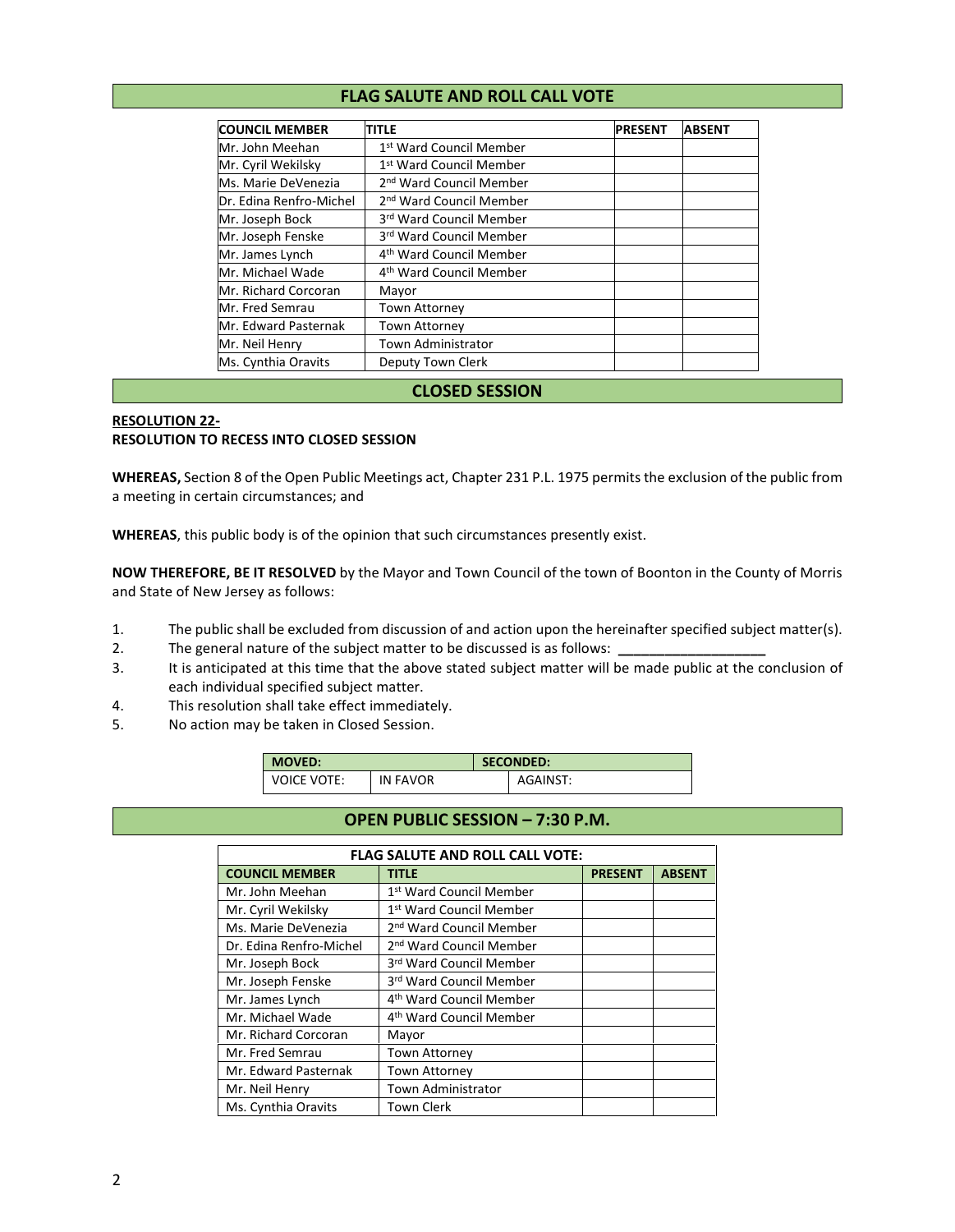## FLAG SALUTE AND ROLL CALL VOTE

| COUNCIL MEMBER | TITLE | PRESENT | ABSENT |
|---|---|---|---|
| Mr. John Meehan | 1st Ward Council Member | | |
| Mr. Cyril Wekilsky | 1st Ward Council Member | | |
| Ms. Marie DeVenezia | 2nd Ward Council Member | | |
| Dr. Edina Renfro-Michel | 2nd Ward Council Member | | |
| Mr. Joseph Bock | 3rd Ward Council Member | | |
| Mr. Joseph Fenske | 3rd Ward Council Member | | |
| Mr. James Lynch | 4th Ward Council Member | | |
| Mr. Michael Wade | 4th Ward Council Member | | |
| Mr. Richard Corcoran | Mayor | | |
| Mr. Fred Semrau | Town Attorney | | |
| Mr. Edward Pasternak | Town Attorney | | |
| Mr. Neil Henry | Town Administrator | | |
| Ms. Cynthia Oravits | Deputy Town Clerk | | |

## CLOSED SESSION

**RESOLUTION 22-**
**RESOLUTION TO RECESS INTO CLOSED SESSION**

**WHEREAS,** Section 8 of the Open Public Meetings act, Chapter 231 P.L. 1975 permits the exclusion of the public from a meeting in certain circumstances; and

**WHEREAS**, this public body is of the opinion that such circumstances presently exist.

**NOW THEREFORE, BE IT RESOLVED** by the Mayor and Town Council of the town of Boonton in the County of Morris and State of New Jersey as follows:

1. The public shall be excluded from discussion of and action upon the hereinafter specified subject matter(s).
2. The general nature of the subject matter to be discussed is as follows: ___________________
3. It is anticipated at this time that the above stated subject matter will be made public at the conclusion of each individual specified subject matter.
4. This resolution shall take effect immediately.
5. No action may be taken in Closed Session.

| MOVED: | | SECONDED: |
|---|---|---|
| VOICE VOTE: | IN FAVOR | AGAINST: |

## OPEN PUBLIC SESSION – 7:30 P.M.

| FLAG SALUTE AND ROLL CALL VOTE: | | | |
|---|---|---|---|
| **COUNCIL MEMBER** | **TITLE** | **PRESENT** | **ABSENT** |
| Mr. John Meehan | 1st Ward Council Member | | |
| Mr. Cyril Wekilsky | 1st Ward Council Member | | |
| Ms. Marie DeVenezia | 2nd Ward Council Member | | |
| Dr. Edina Renfro-Michel | 2nd Ward Council Member | | |
| Mr. Joseph Bock | 3rd Ward Council Member | | |
| Mr. Joseph Fenske | 3rd Ward Council Member | | |
| Mr. James Lynch | 4th Ward Council Member | | |
| Mr. Michael Wade | 4th Ward Council Member | | |
| Mr. Richard Corcoran | Mayor | | |
| Mr. Fred Semrau | Town Attorney | | |
| Mr. Edward Pasternak | Town Attorney | | |
| Mr. Neil Henry | Town Administrator | | |
| Ms. Cynthia Oravits | Town Clerk | | |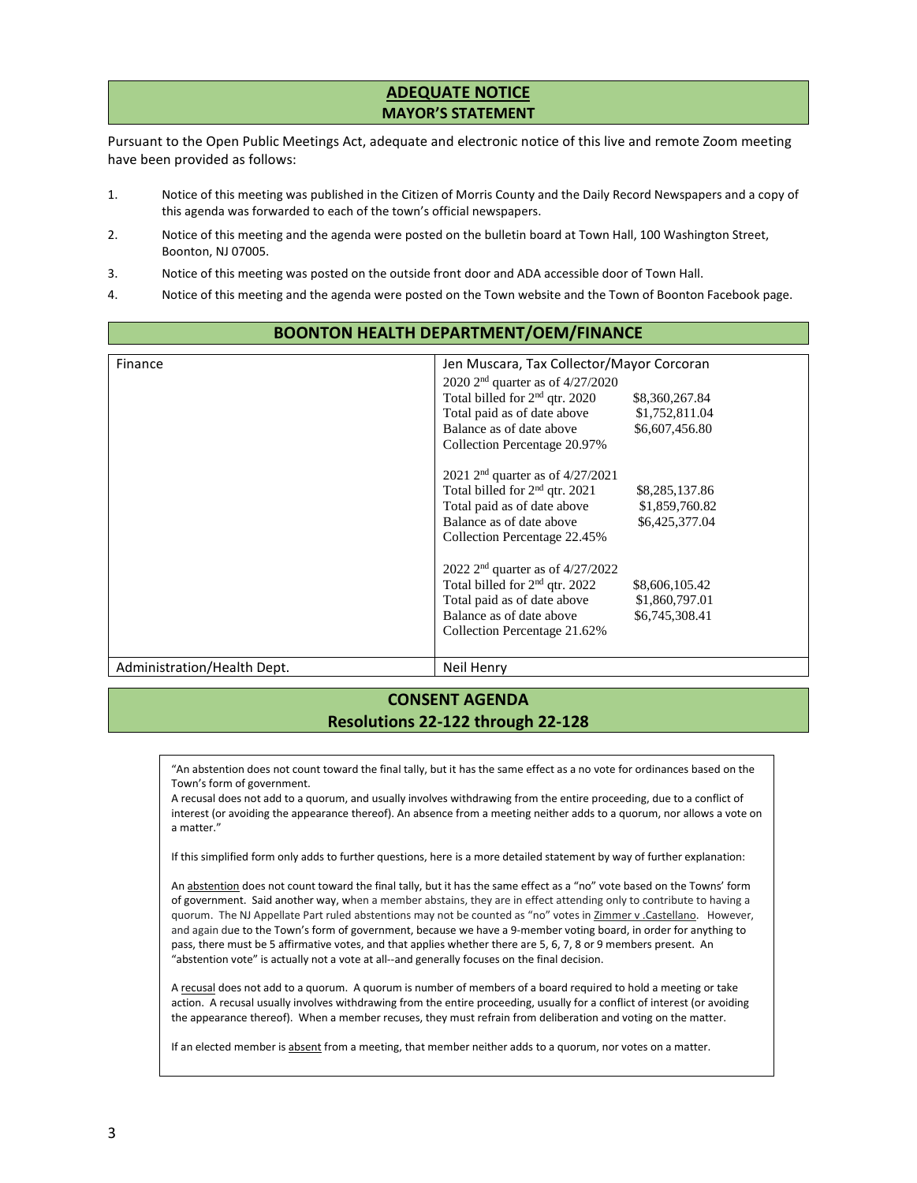## ADEQUATE NOTICE
### MAYOR'S STATEMENT

Pursuant to the Open Public Meetings Act, adequate and electronic notice of this live and remote Zoom meeting have been provided as follows:

1. Notice of this meeting was published in the Citizen of Morris County and the Daily Record Newspapers and a copy of this agenda was forwarded to each of the town's official newspapers.
2. Notice of this meeting and the agenda were posted on the bulletin board at Town Hall, 100 Washington Street, Boonton, NJ 07005.
3. Notice of this meeting was posted on the outside front door and ADA accessible door of Town Hall.
4. Notice of this meeting and the agenda were posted on the Town website and the Town of Boonton Facebook page.

## BOONTON HEALTH DEPARTMENT/OEM/FINANCE

| | |
|---|---|
| Finance | Jen Muscara, Tax Collector/Mayor Corcoran<br>2020 2nd quarter as of 4/27/2020<br>Total billed for 2nd qtr. 2020 $8,360,267.84<br>Total paid as of date above $1,752,811.04<br>Balance as of date above $6,607,456.80<br>Collection Percentage 20.97%<br><br>2021 2nd quarter as of 4/27/2021<br>Total billed for 2nd qtr. 2021 $8,285,137.86<br>Total paid as of date above $1,859,760.82<br>Balance as of date above $6,425,377.04<br>Collection Percentage 22.45%<br><br>2022 2nd quarter as of 4/27/2022<br>Total billed for 2nd qtr. 2022 $8,606,105.42<br>Total paid as of date above $1,860,797.01<br>Balance as of date above $6,745,308.41<br>Collection Percentage 21.62% |
| Administration/Health Dept. | Neil Henry |

## CONSENT AGENDA
### Resolutions 22-122 through 22-128

"An abstention does not count toward the final tally, but it has the same effect as a no vote for ordinances based on the Town's form of government.
A recusal does not add to a quorum, and usually involves withdrawing from the entire proceeding, due to a conflict of interest (or avoiding the appearance thereof). An absence from a meeting neither adds to a quorum, nor allows a vote on a matter."

If this simplified form only adds to further questions, here is a more detailed statement by way of further explanation:

An abstention does not count toward the final tally, but it has the same effect as a "no" vote based on the Towns' form of government. Said another way, when a member abstains, they are in effect attending only to contribute to having a quorum. The NJ Appellate Part ruled abstentions may not be counted as "no" votes in Zimmer v .Castellano. However, and again due to the Town's form of government, because we have a 9-member voting board, in order for anything to pass, there must be 5 affirmative votes, and that applies whether there are 5, 6, 7, 8 or 9 members present. An "abstention vote" is actually not a vote at all--and generally focuses on the final decision.

A recusal does not add to a quorum. A quorum is number of members of a board required to hold a meeting or take action. A recusal usually involves withdrawing from the entire proceeding, usually for a conflict of interest (or avoiding the appearance thereof). When a member recuses, they must refrain from deliberation and voting on the matter.

If an elected member is absent from a meeting, that member neither adds to a quorum, nor votes on a matter.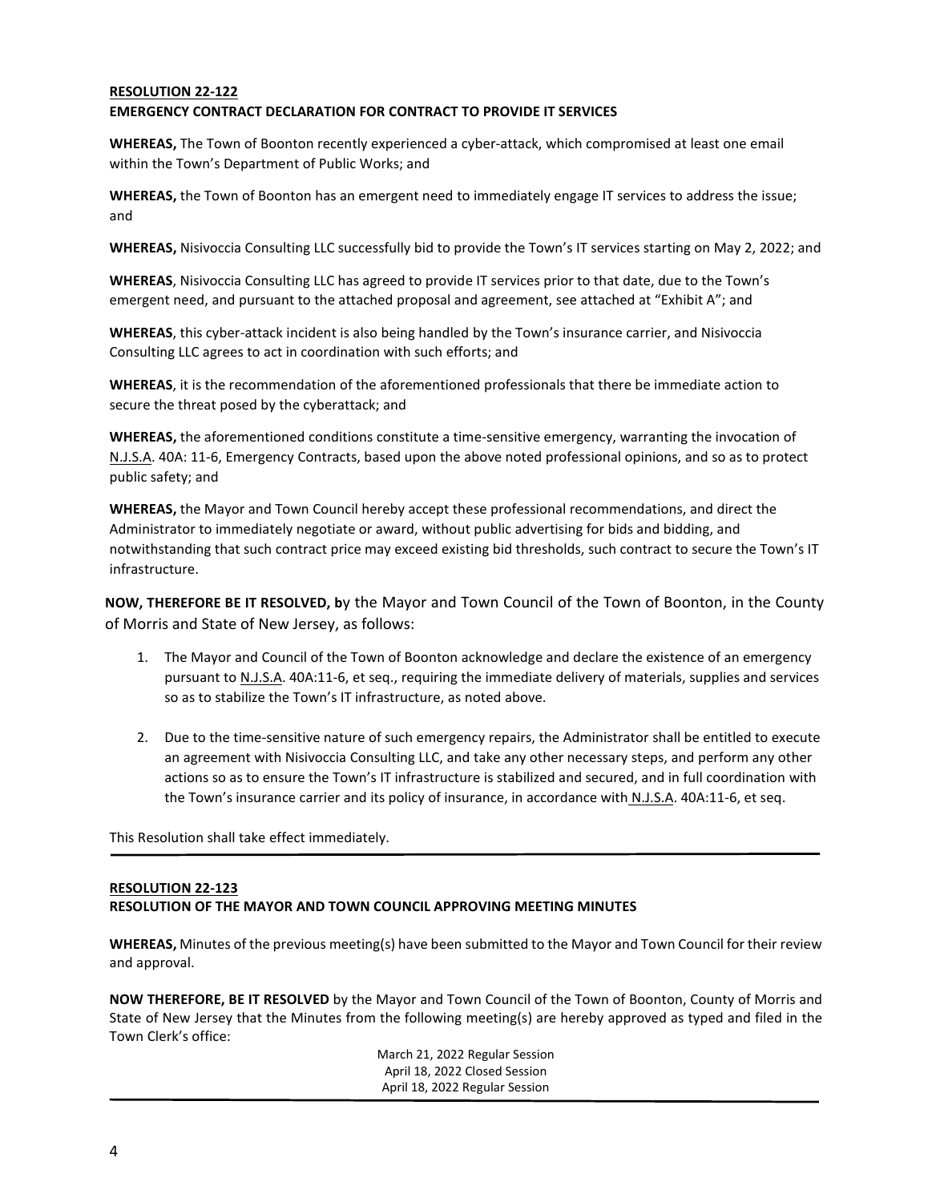**RESOLUTION 22-122**
**EMERGENCY CONTRACT DECLARATION FOR CONTRACT TO PROVIDE IT SERVICES**

**WHEREAS,** The Town of Boonton recently experienced a cyber-attack, which compromised at least one email within the Town's Department of Public Works; and

**WHEREAS,** the Town of Boonton has an emergent need to immediately engage IT services to address the issue; and

**WHEREAS,** Nisivoccia Consulting LLC successfully bid to provide the Town's IT services starting on May 2, 2022; and

**WHEREAS**, Nisivoccia Consulting LLC has agreed to provide IT services prior to that date, due to the Town's emergent need, and pursuant to the attached proposal and agreement, see attached at "Exhibit A"; and

**WHEREAS**, this cyber-attack incident is also being handled by the Town's insurance carrier, and Nisivoccia Consulting LLC agrees to act in coordination with such efforts; and

**WHEREAS**, it is the recommendation of the aforementioned professionals that there be immediate action to secure the threat posed by the cyberattack; and

**WHEREAS,** the aforementioned conditions constitute a time-sensitive emergency, warranting the invocation of N.J.S.A. 40A: 11-6, Emergency Contracts, based upon the above noted professional opinions, and so as to protect public safety; and

**WHEREAS,** the Mayor and Town Council hereby accept these professional recommendations, and direct the Administrator to immediately negotiate or award, without public advertising for bids and bidding, and notwithstanding that such contract price may exceed existing bid thresholds, such contract to secure the Town's IT infrastructure.

**NOW, THEREFORE BE IT RESOLVED, b**y the Mayor and Town Council of the Town of Boonton, in the County of Morris and State of New Jersey, as follows:

1. The Mayor and Council of the Town of Boonton acknowledge and declare the existence of an emergency pursuant to N.J.S.A. 40A:11-6, et seq., requiring the immediate delivery of materials, supplies and services so as to stabilize the Town's IT infrastructure, as noted above.

2. Due to the time-sensitive nature of such emergency repairs, the Administrator shall be entitled to execute an agreement with Nisivoccia Consulting LLC, and take any other necessary steps, and perform any other actions so as to ensure the Town's IT infrastructure is stabilized and secured, and in full coordination with the Town's insurance carrier and its policy of insurance, in accordance with N.J.S.A. 40A:11-6, et seq.

This Resolution shall take effect immediately.

---

**RESOLUTION 22-123**
**RESOLUTION OF THE MAYOR AND TOWN COUNCIL APPROVING MEETING MINUTES**

**WHEREAS,** Minutes of the previous meeting(s) have been submitted to the Mayor and Town Council for their review and approval.

**NOW THEREFORE, BE IT RESOLVED** by the Mayor and Town Council of the Town of Boonton, County of Morris and State of New Jersey that the Minutes from the following meeting(s) are hereby approved as typed and filed in the Town Clerk's office:

March 21, 2022 Regular Session
April 18, 2022 Closed Session
April 18, 2022 Regular Session

---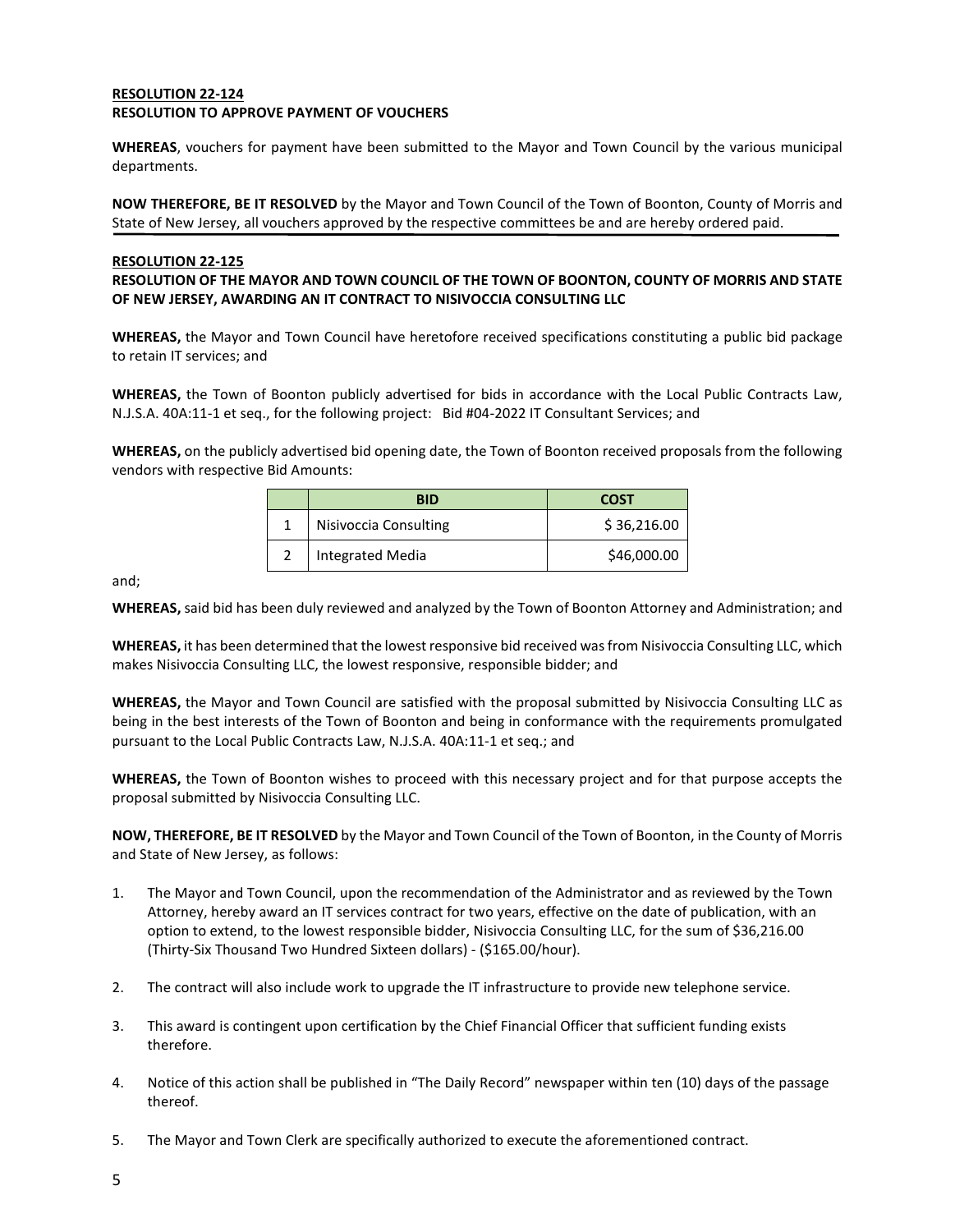**RESOLUTION 22-124**
**RESOLUTION TO APPROVE PAYMENT OF VOUCHERS**

**WHEREAS**, vouchers for payment have been submitted to the Mayor and Town Council by the various municipal departments.

**NOW THEREFORE, BE IT RESOLVED** by the Mayor and Town Council of the Town of Boonton, County of Morris and State of New Jersey, all vouchers approved by the respective committees be and are hereby ordered paid.

---

**RESOLUTION 22-125**
**RESOLUTION OF THE MAYOR AND TOWN COUNCIL OF THE TOWN OF BOONTON, COUNTY OF MORRIS AND STATE OF NEW JERSEY, AWARDING AN IT CONTRACT TO NISIVOCCIA CONSULTING LLC**

**WHEREAS,** the Mayor and Town Council have heretofore received specifications constituting a public bid package to retain IT services; and

**WHEREAS,** the Town of Boonton publicly advertised for bids in accordance with the Local Public Contracts Law, N.J.S.A. 40A:11-1 et seq., for the following project: Bid #04-2022 IT Consultant Services; and

**WHEREAS,** on the publicly advertised bid opening date, the Town of Boonton received proposals from the following vendors with respective Bid Amounts:

| | BID | COST |
|---|---|---|
| 1 | Nisivoccia Consulting | $ 36,216.00 |
| 2 | Integrated Media | $46,000.00 |

and;

**WHEREAS,** said bid has been duly reviewed and analyzed by the Town of Boonton Attorney and Administration; and

**WHEREAS,** it has been determined that the lowest responsive bid received was from Nisivoccia Consulting LLC, which makes Nisivoccia Consulting LLC, the lowest responsive, responsible bidder; and

**WHEREAS,** the Mayor and Town Council are satisfied with the proposal submitted by Nisivoccia Consulting LLC as being in the best interests of the Town of Boonton and being in conformance with the requirements promulgated pursuant to the Local Public Contracts Law, N.J.S.A. 40A:11-1 et seq.; and

**WHEREAS,** the Town of Boonton wishes to proceed with this necessary project and for that purpose accepts the proposal submitted by Nisivoccia Consulting LLC.

**NOW, THEREFORE, BE IT RESOLVED** by the Mayor and Town Council of the Town of Boonton, in the County of Morris and State of New Jersey, as follows:

1. The Mayor and Town Council, upon the recommendation of the Administrator and as reviewed by the Town Attorney, hereby award an IT services contract for two years, effective on the date of publication, with an option to extend, to the lowest responsible bidder, Nisivoccia Consulting LLC, for the sum of $36,216.00 (Thirty-Six Thousand Two Hundred Sixteen dollars) - ($165.00/hour).

2. The contract will also include work to upgrade the IT infrastructure to provide new telephone service.

3. This award is contingent upon certification by the Chief Financial Officer that sufficient funding exists therefore.

4. Notice of this action shall be published in "The Daily Record" newspaper within ten (10) days of the passage thereof.

5. The Mayor and Town Clerk are specifically authorized to execute the aforementioned contract.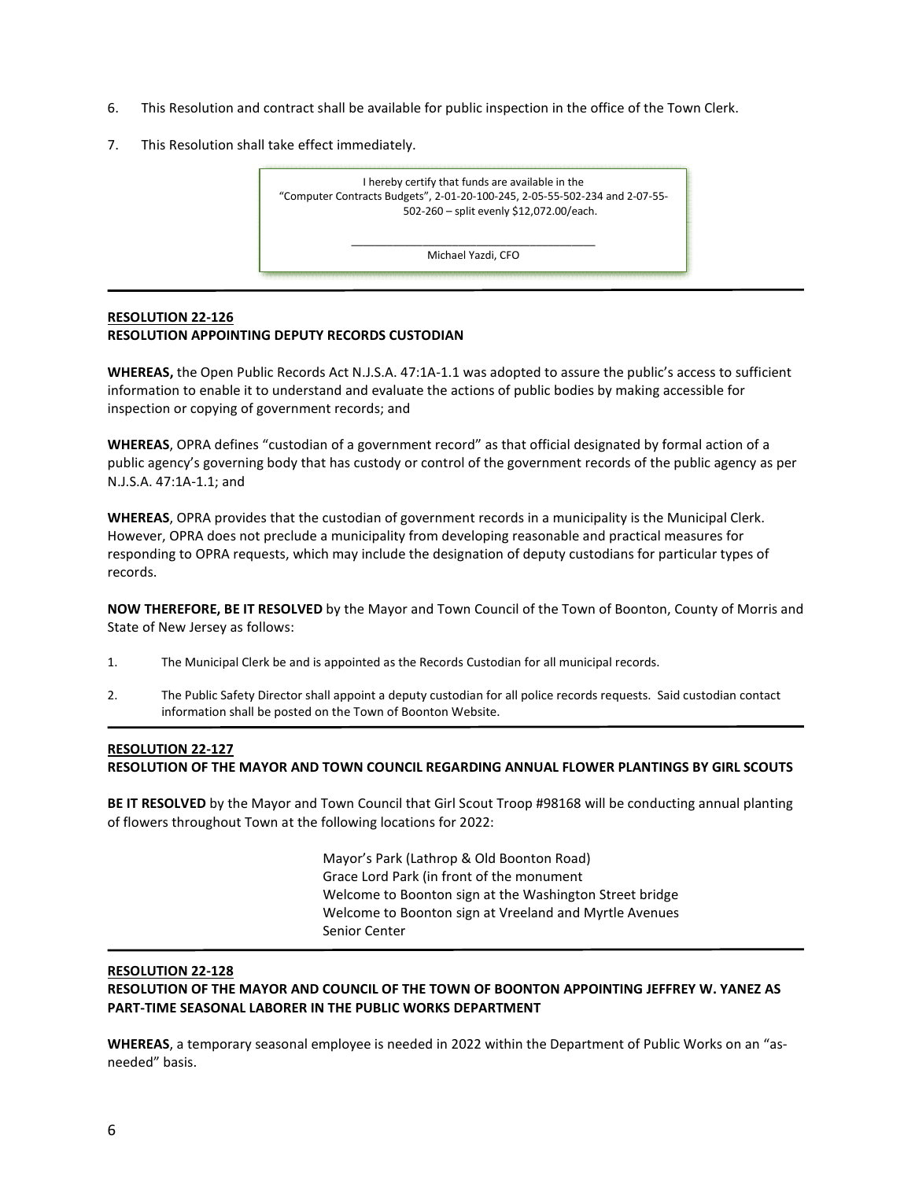6. This Resolution and contract shall be available for public inspection in the office of the Town Clerk.

7. This Resolution shall take effect immediately.

> I hereby certify that funds are available in the "Computer Contracts Budgets", 2-01-20-100-245, 2-05-55-502-234 and 2-07-55-502-260 – split evenly $12,072.00/each.
>
> \_\_\_\_\_\_\_\_\_\_\_\_\_\_\_\_\_\_\_\_\_\_\_\_\_\_\_\_\_\_\_\_\_\_\_\_\_\_\_\_
>
> Michael Yazdi, CFO

---

**RESOLUTION 22-126**
**RESOLUTION APPOINTING DEPUTY RECORDS CUSTODIAN**

**WHEREAS,** the Open Public Records Act N.J.S.A. 47:1A-1.1 was adopted to assure the public's access to sufficient information to enable it to understand and evaluate the actions of public bodies by making accessible for inspection or copying of government records; and

**WHEREAS**, OPRA defines "custodian of a government record" as that official designated by formal action of a public agency's governing body that has custody or control of the government records of the public agency as per N.J.S.A. 47:1A-1.1; and

**WHEREAS**, OPRA provides that the custodian of government records in a municipality is the Municipal Clerk. However, OPRA does not preclude a municipality from developing reasonable and practical measures for responding to OPRA requests, which may include the designation of deputy custodians for particular types of records.

**NOW THEREFORE, BE IT RESOLVED** by the Mayor and Town Council of the Town of Boonton, County of Morris and State of New Jersey as follows:

1. The Municipal Clerk be and is appointed as the Records Custodian for all municipal records.

2. The Public Safety Director shall appoint a deputy custodian for all police records requests. Said custodian contact information shall be posted on the Town of Boonton Website.

---

**RESOLUTION 22-127**
**RESOLUTION OF THE MAYOR AND TOWN COUNCIL REGARDING ANNUAL FLOWER PLANTINGS BY GIRL SCOUTS**

**BE IT RESOLVED** by the Mayor and Town Council that Girl Scout Troop #98168 will be conducting annual planting of flowers throughout Town at the following locations for 2022:

Mayor's Park (Lathrop & Old Boonton Road)
Grace Lord Park (in front of the monument
Welcome to Boonton sign at the Washington Street bridge
Welcome to Boonton sign at Vreeland and Myrtle Avenues
Senior Center

---

**RESOLUTION 22-128**
**RESOLUTION OF THE MAYOR AND COUNCIL OF THE TOWN OF BOONTON APPOINTING JEFFREY W. YANEZ AS PART-TIME SEASONAL LABORER IN THE PUBLIC WORKS DEPARTMENT**

**WHEREAS**, a temporary seasonal employee is needed in 2022 within the Department of Public Works on an "as-needed" basis.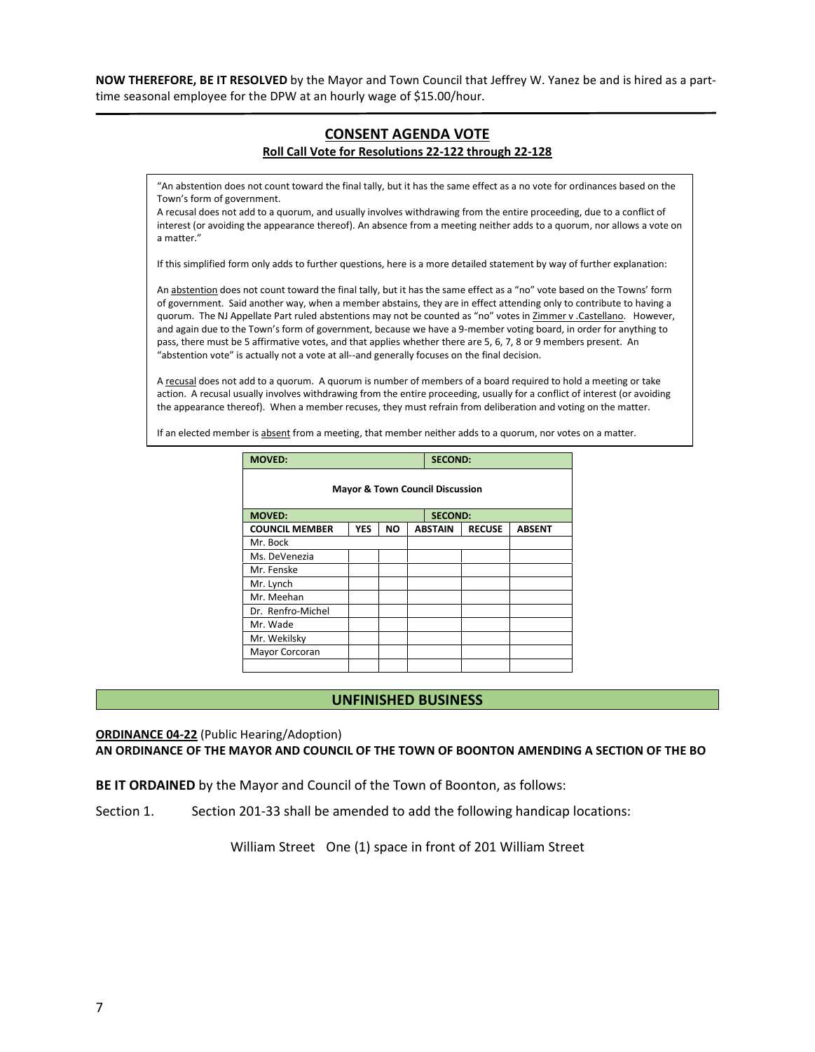**NOW THEREFORE, BE IT RESOLVED** by the Mayor and Town Council that Jeffrey W. Yanez be and is hired as a part-time seasonal employee for the DPW at an hourly wage of $15.00/hour.

---

## CONSENT AGENDA VOTE

**Roll Call Vote for Resolutions 22-122 through 22-128**

"An abstention does not count toward the final tally, but it has the same effect as a no vote for ordinances based on the Town's form of government.
A recusal does not add to a quorum, and usually involves withdrawing from the entire proceeding, due to a conflict of interest (or avoiding the appearance thereof). An absence from a meeting neither adds to a quorum, nor allows a vote on a matter."

If this simplified form only adds to further questions, here is a more detailed statement by way of further explanation:

An abstention does not count toward the final tally, but it has the same effect as a "no" vote based on the Towns' form of government. Said another way, when a member abstains, they are in effect attending only to contribute to having a quorum. The NJ Appellate Part ruled abstentions may not be counted as "no" votes in Zimmer v .Castellano. However, and again due to the Town's form of government, because we have a 9-member voting board, in order for anything to pass, there must be 5 affirmative votes, and that applies whether there are 5, 6, 7, 8 or 9 members present. An "abstention vote" is actually not a vote at all--and generally focuses on the final decision.

A recusal does not add to a quorum. A quorum is number of members of a board required to hold a meeting or take action. A recusal usually involves withdrawing from the entire proceeding, usually for a conflict of interest (or avoiding the appearance thereof). When a member recuses, they must refrain from deliberation and voting on the matter.

If an elected member is absent from a meeting, that member neither adds to a quorum, nor votes on a matter.

| **MOVED:** | | | **SECOND:** | | |
|---|---|---|---|---|---|
| **Mayor & Town Council Discussion** | | | | | |
| **MOVED:** | | | **SECOND:** | | |
| **COUNCIL MEMBER** | **YES** | **NO** | **ABSTAIN** | **RECUSE** | **ABSENT** |
| Mr. Bock | | | | | |
| Ms. DeVenezia | | | | | |
| Mr. Fenske | | | | | |
| Mr. Lynch | | | | | |
| Mr. Meehan | | | | | |
| Dr. Renfro-Michel | | | | | |
| Mr. Wade | | | | | |
| Mr. Wekilsky | | | | | |
| Mayor Corcoran | | | | | |
| | | | | | |

## UNFINISHED BUSINESS

**ORDINANCE 04-22** (Public Hearing/Adoption)
**AN ORDINANCE OF THE MAYOR AND COUNCIL OF THE TOWN OF BOONTON AMENDING A SECTION OF THE BO**

**BE IT ORDAINED** by the Mayor and Council of the Town of Boonton, as follows:

Section 1. Section 201-33 shall be amended to add the following handicap locations:

William Street One (1) space in front of 201 William Street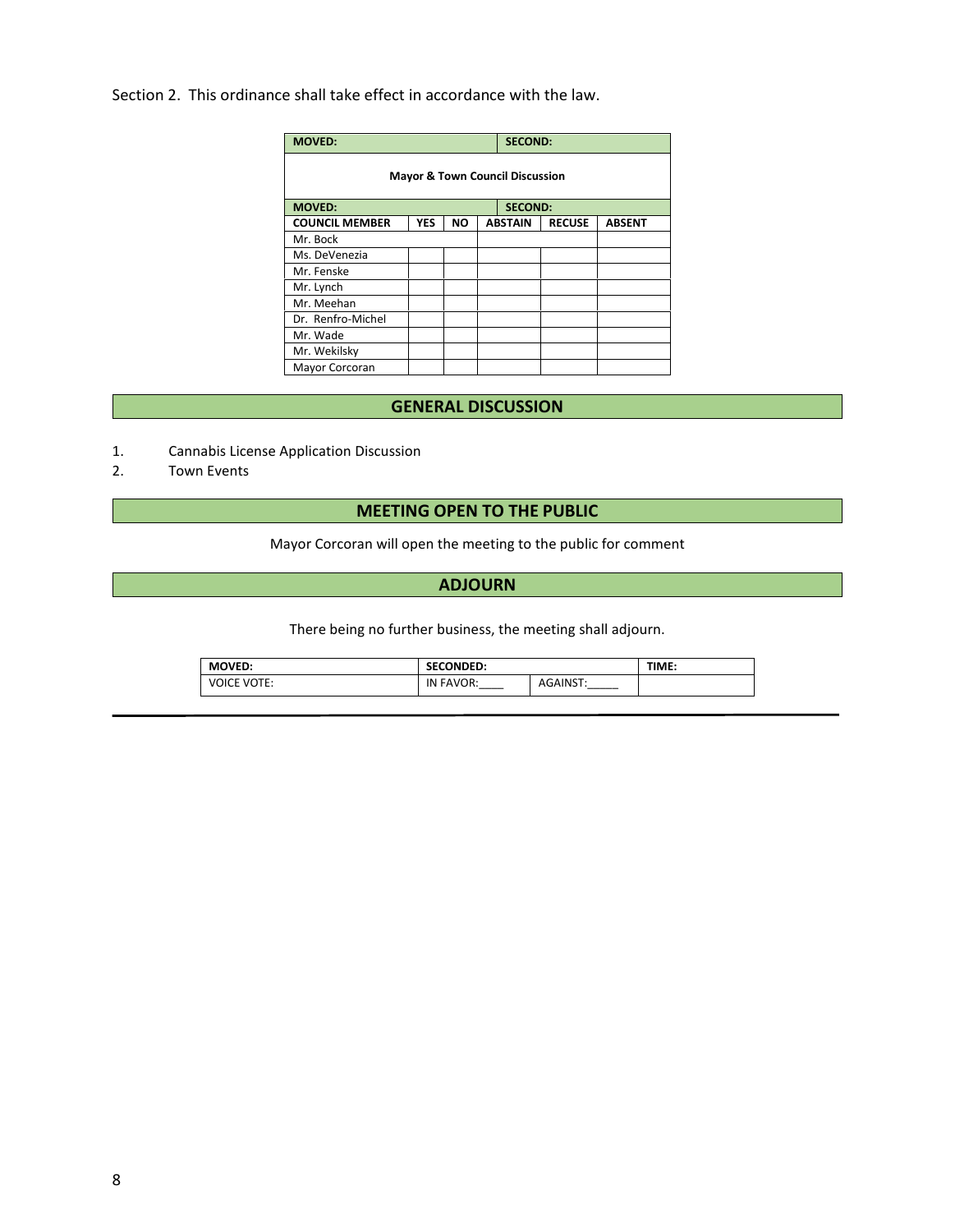Section 2. This ordinance shall take effect in accordance with the law.

| MOVED: | | | SECOND: | | |
|---|---|---|---|---|---|
| **Mayor & Town Council Discussion** | | | | | |
| **MOVED:** | | | **SECOND:** | | |
| **COUNCIL MEMBER** | **YES** | **NO** | **ABSTAIN** | **RECUSE** | **ABSENT** |
| Mr. Bock | | | | | |
| Ms. DeVenezia | | | | | |
| Mr. Fenske | | | | | |
| Mr. Lynch | | | | | |
| Mr. Meehan | | | | | |
| Dr. Renfro-Michel | | | | | |
| Mr. Wade | | | | | |
| Mr. Wekilsky | | | | | |
| Mayor Corcoran | | | | | |

## GENERAL DISCUSSION

1. Cannabis License Application Discussion
2. Town Events

## MEETING OPEN TO THE PUBLIC

Mayor Corcoran will open the meeting to the public for comment

## ADJOURN

There being no further business, the meeting shall adjourn.

| MOVED: | SECONDED: | | TIME: |
|---|---|---|---|
| VOICE VOTE: | IN FAVOR:____ | AGAINST:_____ | |